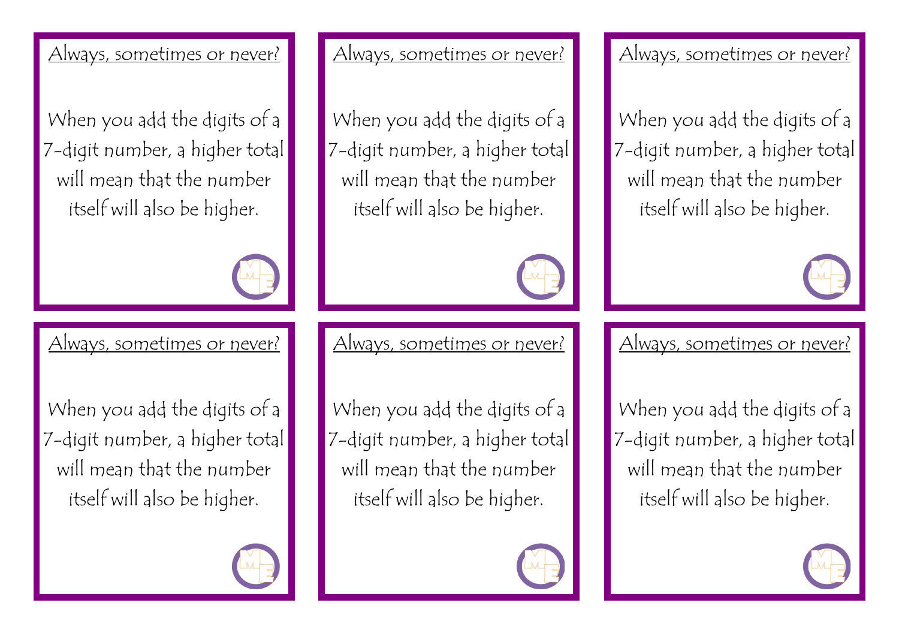Always, sometimes or never?

When you add the digits of a 7-digit number, a higher total will mean that the number itself will also be higher.

Always, sometimes or never?

When you add the digits of a 7-digit number, a higher total will mean that the number itself will also be higher.

Always, sometimes or never?

When you add the digits of a 7-digit number, a higher total will mean that the number itself will also be higher.

Always, sometimes or never?

When you add the digits of a 7-digit number, a higher total will mean that the number itself will also be higher.

Always, sometimes or never?

When you add the digits of a 7-digit number, a higher total will mean that the number itself will also be higher.

Always, sometimes or never?

When you add the digits of a 7-digit number, a higher total will mean that the number itself will also be higher.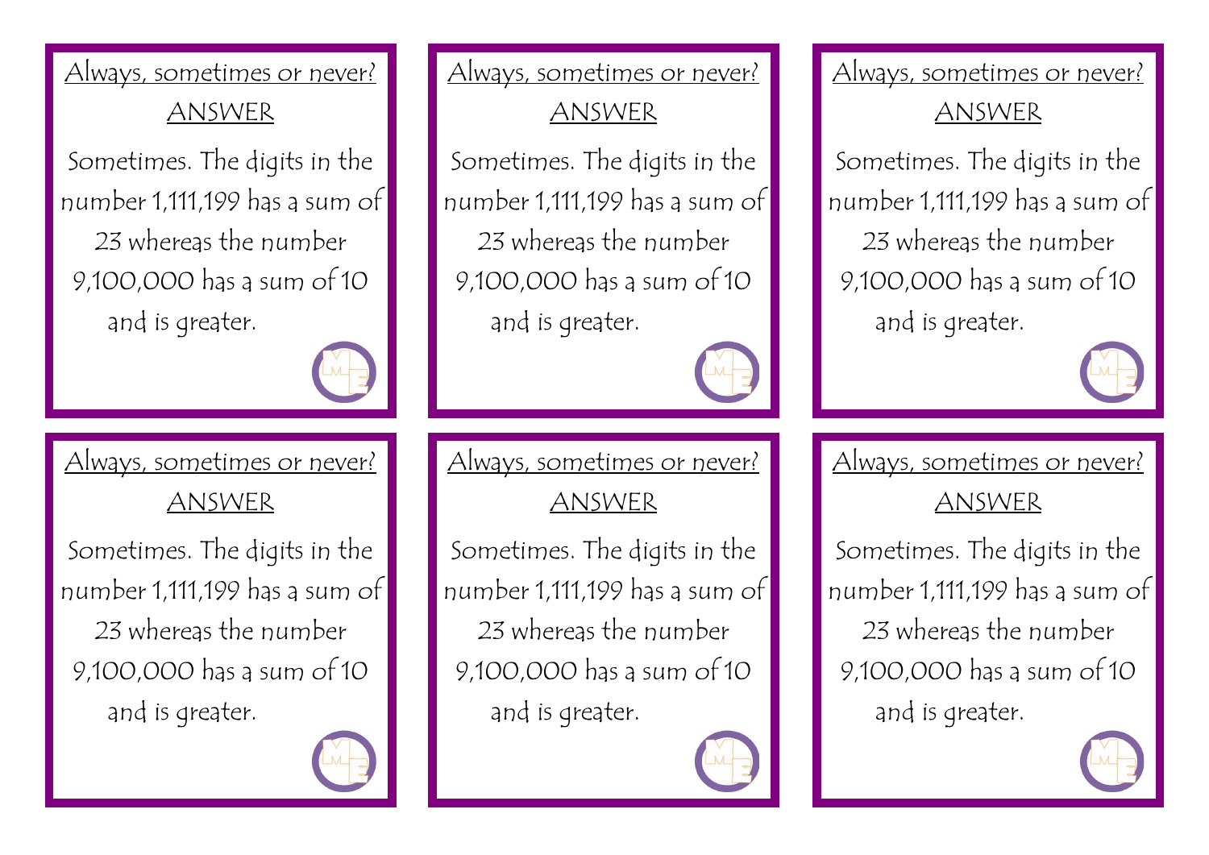Always, sometimes or never?

ANSWER

Sometimes. The digits in the number 1,111,199 has a sum of 23 whereas the number 9,100,000 has a sum of 10 and is greater.

Always, sometimes or never?

ANSWER

Sometimes. The digits in the number 1,111,199 has a sum of 23 whereas the number 9,100,000 has a sum of 10 and is greater.

Always, sometimes or never?

ANSWER

Sometimes. The digits in the number 1,111,199 has a sum of 23 whereas the number 9,100,000 has a sum of 10 and is greater.

Always, sometimes or never?

ANSWER

Sometimes. The digits in the number 1,111,199 has a sum of 23 whereas the number 9,100,000 has a sum of 10 and is greater.

Always, sometimes or never?

ANSWER

Sometimes. The digits in the number 1,111,199 has a sum of 23 whereas the number 9,100,000 has a sum of 10 and is greater.

Always, sometimes or never?

ANSWER

Sometimes. The digits in the number 1,111,199 has a sum of 23 whereas the number 9,100,000 has a sum of 10 and is greater.